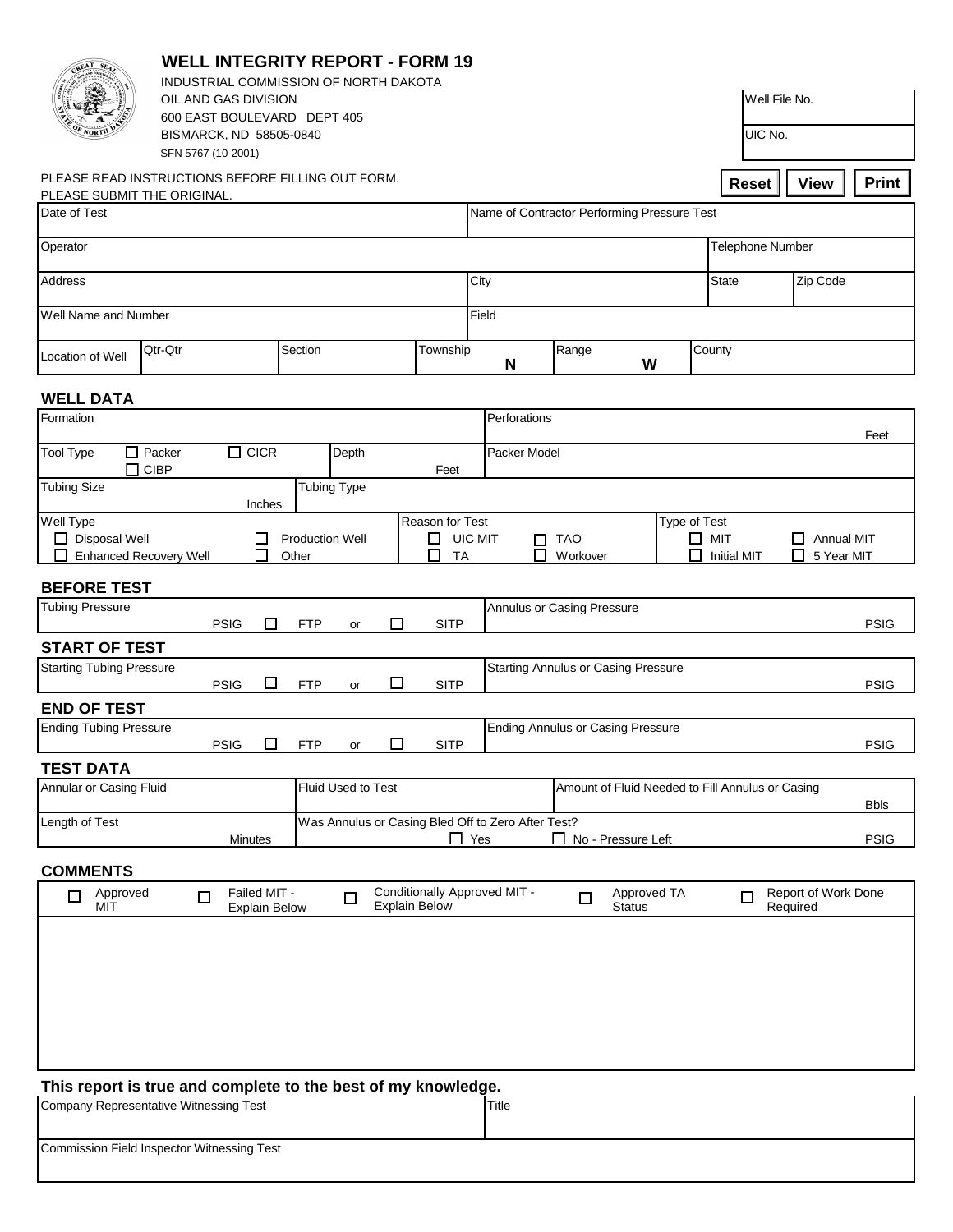# WELL INTEGRITY REPORT - FORM 19

INDUSTRIAL COMMISSION OF NORTH DAKOTA
OIL AND GAS DIVISION
600 EAST BOULEVARD DEPT 405
BISMARCK, ND 58505-0840
SFN 5767 (10-2001)

| Well File No. |
|---|
| UIC No. |

PLEASE READ INSTRUCTIONS BEFORE FILLING OUT FORM.
PLEASE SUBMIT THE ORIGINAL.

Reset | View | Print

| Date of Test | | | Name of Contractor Performing Pressure Test | | |
|---|---|---|---|---|---|
| Operator | | | | Telephone Number | |
| Address | | | City | State | Zip Code |
| Well Name and Number | | | Field | | |
| Location of Well | Qtr-Qtr | Section | Township N | Range W | County |

## WELL DATA

| Formation | | Perforations Feet |
|---|---|---|
| Tool Type ☐ Packer ☐ CICR ☐ CIBP | Depth Feet | Packer Model |
| Tubing Size Inches | Tubing Type | |

| Well Type | Reason for Test | Type of Test |
|---|---|---|
| ☐ Disposal Well ☐ Production Well | ☐ UIC MIT ☐ TAO | ☐ MIT ☐ Annual MIT |
| ☐ Enhanced Recovery Well ☐ Other | ☐ TA ☐ Workover | ☐ Initial MIT ☐ 5 Year MIT |

## BEFORE TEST

| Tubing Pressure | Annulus or Casing Pressure |
|---|---|
| PSIG ☐ FTP or ☐ SITP | PSIG |

## START OF TEST

| Starting Tubing Pressure | Starting Annulus or Casing Pressure |
|---|---|
| PSIG ☐ FTP or ☐ SITP | PSIG |

## END OF TEST

| Ending Tubing Pressure | Ending Annulus or Casing Pressure |
|---|---|
| PSIG ☐ FTP or ☐ SITP | PSIG |

## TEST DATA

| Annular or Casing Fluid | Fluid Used to Test | Amount of Fluid Needed to Fill Annulus or Casing Bbls |
|---|---|---|
| Length of Test Minutes | Was Annulus or Casing Bled Off to Zero After Test? ☐ Yes ☐ No - Pressure Left PSIG | |

## COMMENTS

☐ Approved MIT ☐ Failed MIT - Explain Below ☐ Conditionally Approved MIT - Explain Below ☐ Approved TA Status ☐ Report of Work Done Required

**This report is true and complete to the best of my knowledge.**

| Company Representative Witnessing Test | Title |
|---|---|
| Commission Field Inspector Witnessing Test | |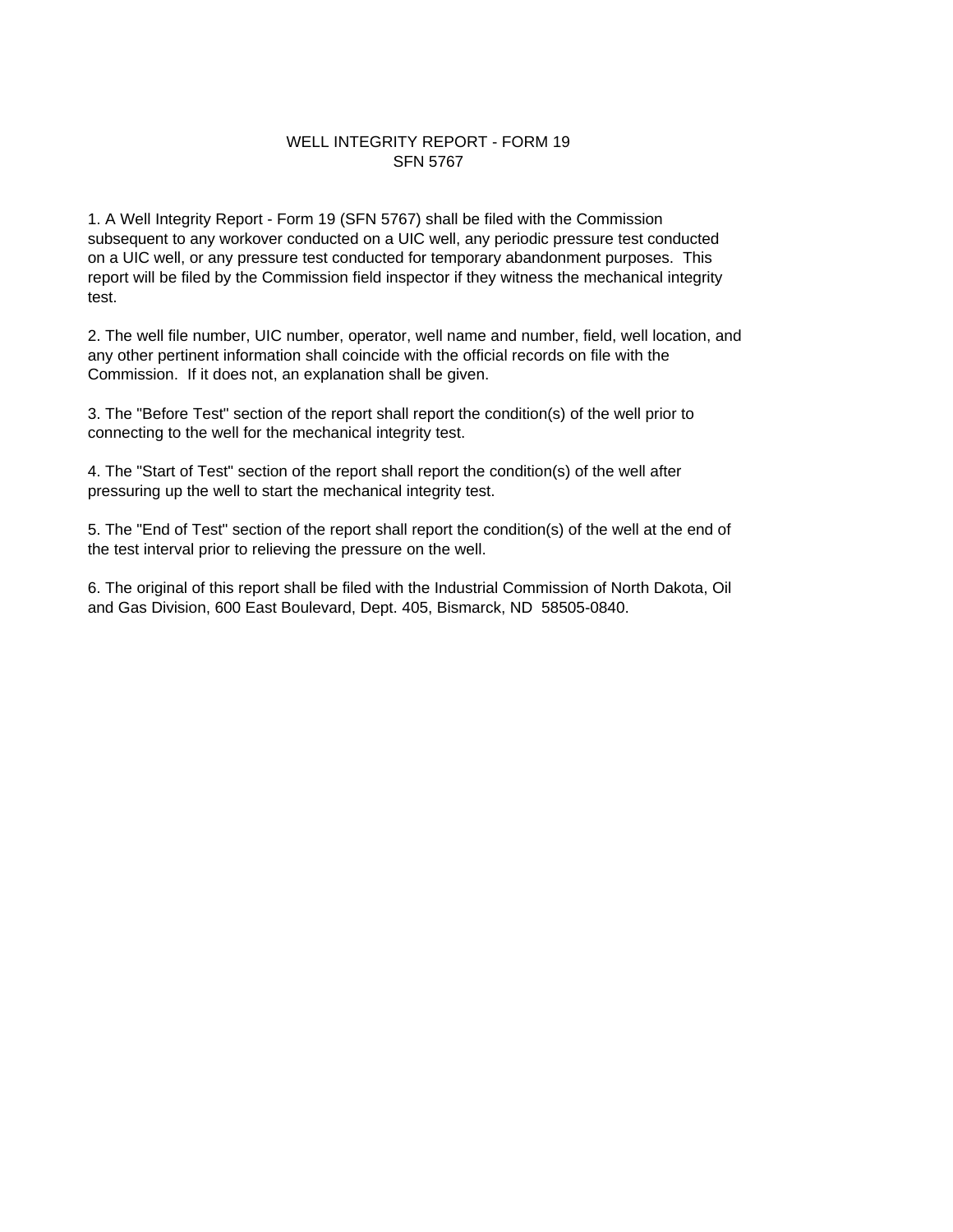# WELL INTEGRITY REPORT - FORM 19
## SFN 5767

1. A Well Integrity Report - Form 19 (SFN 5767) shall be filed with the Commission subsequent to any workover conducted on a UIC well, any periodic pressure test conducted on a UIC well, or any pressure test conducted for temporary abandonment purposes. This report will be filed by the Commission field inspector if they witness the mechanical integrity test.

2. The well file number, UIC number, operator, well name and number, field, well location, and any other pertinent information shall coincide with the official records on file with the Commission. If it does not, an explanation shall be given.

3. The "Before Test" section of the report shall report the condition(s) of the well prior to connecting to the well for the mechanical integrity test.

4. The "Start of Test" section of the report shall report the condition(s) of the well after pressuring up the well to start the mechanical integrity test.

5. The "End of Test" section of the report shall report the condition(s) of the well at the end of the test interval prior to relieving the pressure on the well.

6. The original of this report shall be filed with the Industrial Commission of North Dakota, Oil and Gas Division, 600 East Boulevard, Dept. 405, Bismarck, ND 58505-0840.